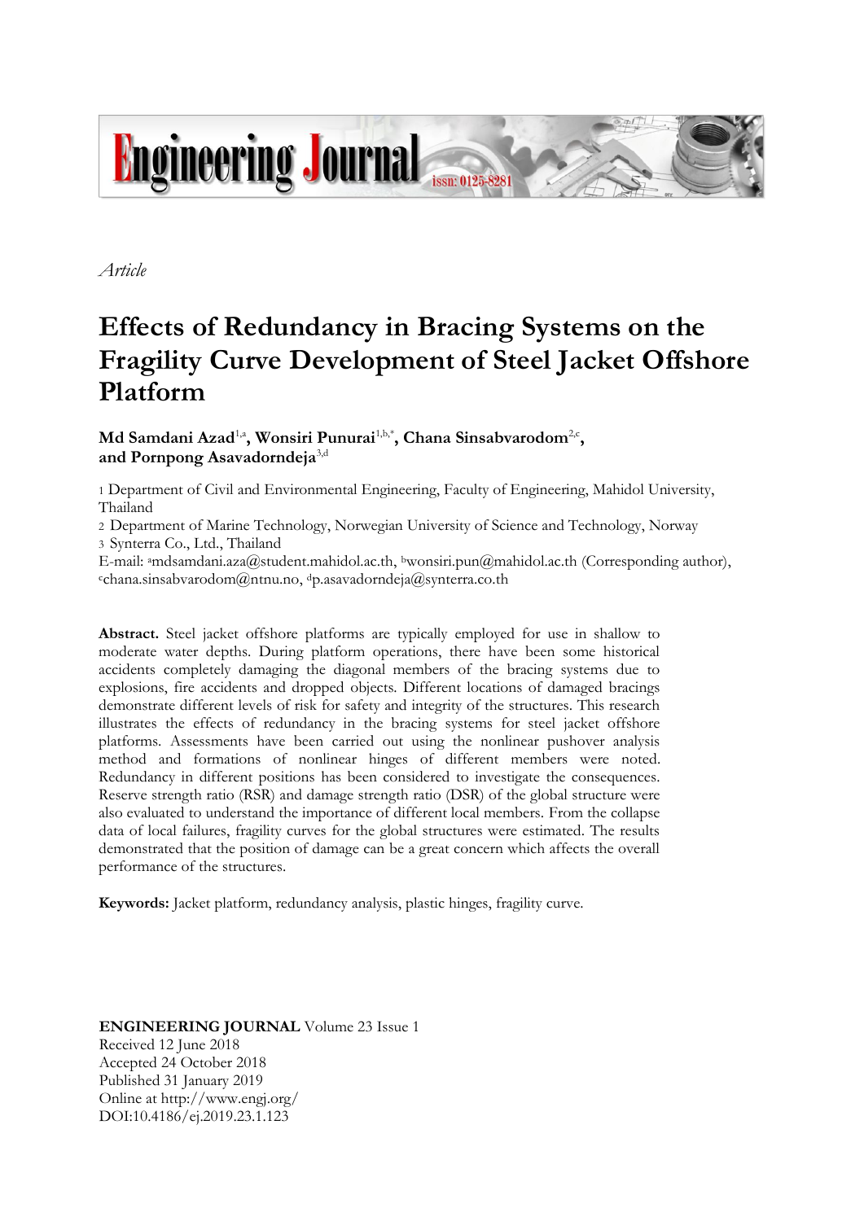*Article*

# Effects of Redundancy in Bracing Systems on the Fragility Curve Development of Steel Jacket Offshore Platform

**Md Samdani Azad**[1,a], **Wonsiri Punurai**[1,b,*], **Chana Sinsabvarodom**[2,c], **and Pornpong Asavadorndeja**[3,d]

1 Department of Civil and Environmental Engineering, Faculty of Engineering, Mahidol University, Thailand

2 Department of Marine Technology, Norwegian University of Science and Technology, Norway

3 Synterra Co., Ltd., Thailand

E-mail: [a]mdsamdani.aza@student.mahidol.ac.th, [b]wonsiri.pun@mahidol.ac.th (Corresponding author), [c]chana.sinsabvarodom@ntnu.no, [d]p.asavadorndeja@synterra.co.th

**Abstract.** Steel jacket offshore platforms are typically employed for use in shallow to moderate water depths. During platform operations, there have been some historical accidents completely damaging the diagonal members of the bracing systems due to explosions, fire accidents and dropped objects. Different locations of damaged bracings demonstrate different levels of risk for safety and integrity of the structures. This research illustrates the effects of redundancy in the bracing systems for steel jacket offshore platforms. Assessments have been carried out using the nonlinear pushover analysis method and formations of nonlinear hinges of different members were noted. Redundancy in different positions has been considered to investigate the consequences. Reserve strength ratio (RSR) and damage strength ratio (DSR) of the global structure were also evaluated to understand the importance of different local members. From the collapse data of local failures, fragility curves for the global structures were estimated. The results demonstrated that the position of damage can be a great concern which affects the overall performance of the structures.

**Keywords:** Jacket platform, redundancy analysis, plastic hinges, fragility curve.

**ENGINEERING JOURNAL** Volume 23 Issue 1
Received 12 June 2018
Accepted 24 October 2018
Published 31 January 2019
Online at http://www.engj.org/
DOI:10.4186/ej.2019.23.1.123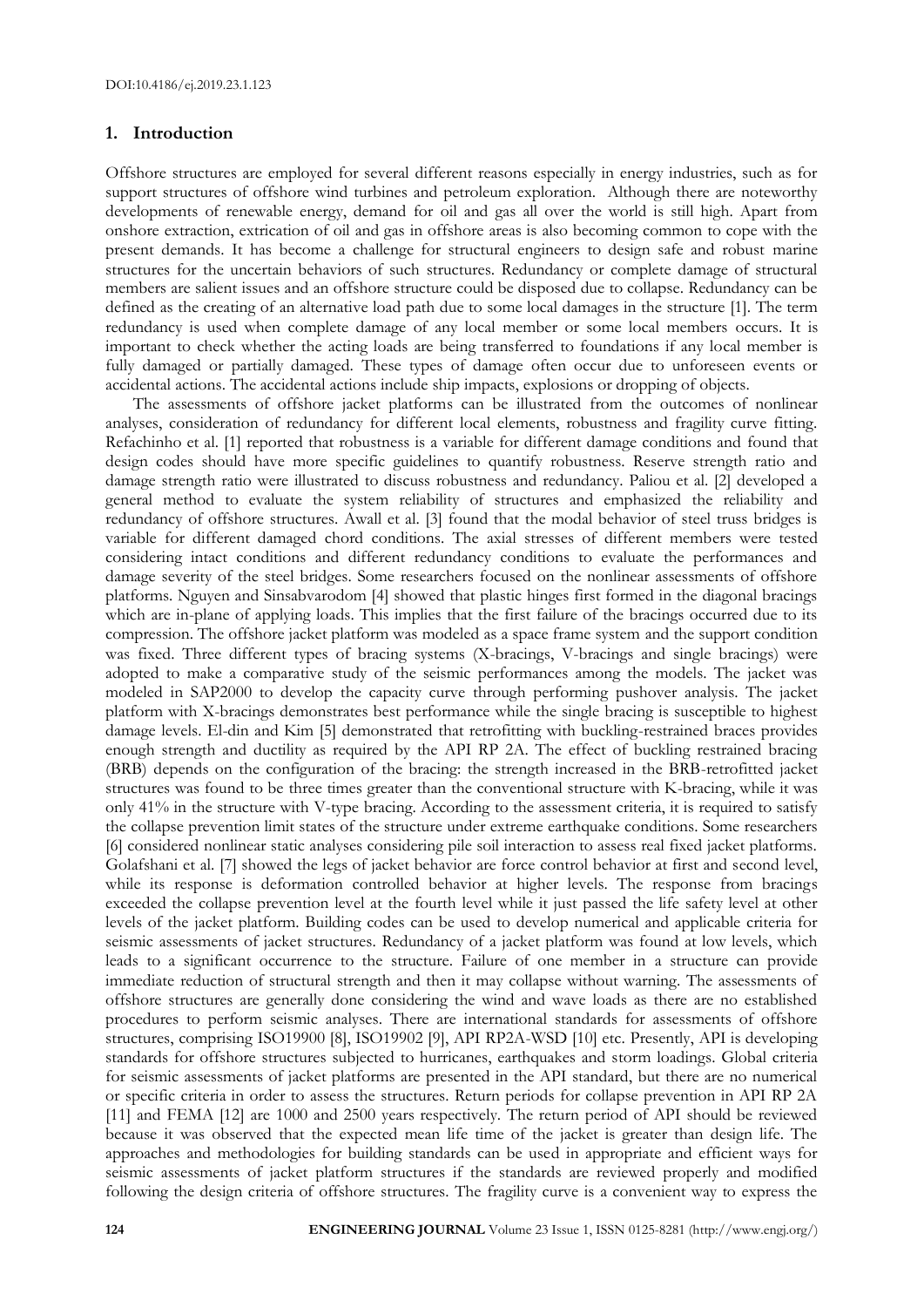## 1. Introduction

Offshore structures are employed for several different reasons especially in energy industries, such as for support structures of offshore wind turbines and petroleum exploration. Although there are noteworthy developments of renewable energy, demand for oil and gas all over the world is still high. Apart from onshore extraction, extrication of oil and gas in offshore areas is also becoming common to cope with the present demands. It has become a challenge for structural engineers to design safe and robust marine structures for the uncertain behaviors of such structures. Redundancy or complete damage of structural members are salient issues and an offshore structure could be disposed due to collapse. Redundancy can be defined as the creating of an alternative load path due to some local damages in the structure [1]. The term redundancy is used when complete damage of any local member or some local members occurs. It is important to check whether the acting loads are being transferred to foundations if any local member is fully damaged or partially damaged. These types of damage often occur due to unforeseen events or accidental actions. The accidental actions include ship impacts, explosions or dropping of objects.

The assessments of offshore jacket platforms can be illustrated from the outcomes of nonlinear analyses, consideration of redundancy for different local elements, robustness and fragility curve fitting. Refachinho et al. [1] reported that robustness is a variable for different damage conditions and found that design codes should have more specific guidelines to quantify robustness. Reserve strength ratio and damage strength ratio were illustrated to discuss robustness and redundancy. Paliou et al. [2] developed a general method to evaluate the system reliability of structures and emphasized the reliability and redundancy of offshore structures. Awall et al. [3] found that the modal behavior of steel truss bridges is variable for different damaged chord conditions. The axial stresses of different members were tested considering intact conditions and different redundancy conditions to evaluate the performances and damage severity of the steel bridges. Some researchers focused on the nonlinear assessments of offshore platforms. Nguyen and Sinsabvarodom [4] showed that plastic hinges first formed in the diagonal bracings which are in-plane of applying loads. This implies that the first failure of the bracings occurred due to its compression. The offshore jacket platform was modeled as a space frame system and the support condition was fixed. Three different types of bracing systems (X-bracings, V-bracings and single bracings) were adopted to make a comparative study of the seismic performances among the models. The jacket was modeled in SAP2000 to develop the capacity curve through performing pushover analysis. The jacket platform with X-bracings demonstrates best performance while the single bracing is susceptible to highest damage levels. El-din and Kim [5] demonstrated that retrofitting with buckling-restrained braces provides enough strength and ductility as required by the API RP 2A. The effect of buckling restrained bracing (BRB) depends on the configuration of the bracing: the strength increased in the BRB-retrofitted jacket structures was found to be three times greater than the conventional structure with K-bracing, while it was only 41% in the structure with V-type bracing. According to the assessment criteria, it is required to satisfy the collapse prevention limit states of the structure under extreme earthquake conditions. Some researchers [6] considered nonlinear static analyses considering pile soil interaction to assess real fixed jacket platforms. Golafshani et al. [7] showed the legs of jacket behavior are force control behavior at first and second level, while its response is deformation controlled behavior at higher levels. The response from bracings exceeded the collapse prevention level at the fourth level while it just passed the life safety level at other levels of the jacket platform. Building codes can be used to develop numerical and applicable criteria for seismic assessments of jacket structures. Redundancy of a jacket platform was found at low levels, which leads to a significant occurrence to the structure. Failure of one member in a structure can provide immediate reduction of structural strength and then it may collapse without warning. The assessments of offshore structures are generally done considering the wind and wave loads as there are no established procedures to perform seismic analyses. There are international standards for assessments of offshore structures, comprising ISO19900 [8], ISO19902 [9], API RP2A-WSD [10] etc. Presently, API is developing standards for offshore structures subjected to hurricanes, earthquakes and storm loadings. Global criteria for seismic assessments of jacket platforms are presented in the API standard, but there are no numerical or specific criteria in order to assess the structures. Return periods for collapse prevention in API RP 2A [11] and FEMA [12] are 1000 and 2500 years respectively. The return period of API should be reviewed because it was observed that the expected mean life time of the jacket is greater than design life. The approaches and methodologies for building standards can be used in appropriate and efficient ways for seismic assessments of jacket platform structures if the standards are reviewed properly and modified following the design criteria of offshore structures. The fragility curve is a convenient way to express the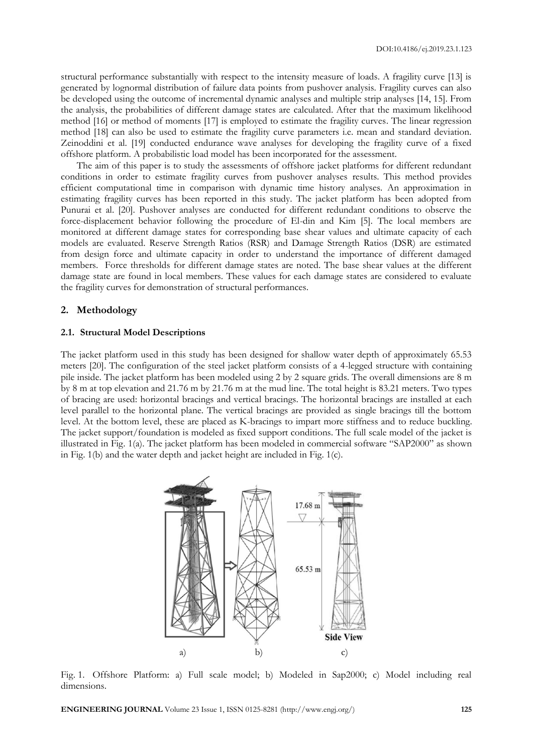structural performance substantially with respect to the intensity measure of loads. A fragility curve [13] is generated by lognormal distribution of failure data points from pushover analysis. Fragility curves can also be developed using the outcome of incremental dynamic analyses and multiple strip analyses [14, 15]. From the analysis, the probabilities of different damage states are calculated. After that the maximum likelihood method [16] or method of moments [17] is employed to estimate the fragility curves. The linear regression method [18] can also be used to estimate the fragility curve parameters i.e. mean and standard deviation. Zeinoddini et al. [19] conducted endurance wave analyses for developing the fragility curve of a fixed offshore platform. A probabilistic load model has been incorporated for the assessment.

The aim of this paper is to study the assessments of offshore jacket platforms for different redundant conditions in order to estimate fragility curves from pushover analyses results. This method provides efficient computational time in comparison with dynamic time history analyses. An approximation in estimating fragility curves has been reported in this study. The jacket platform has been adopted from Punurai et al. [20]. Pushover analyses are conducted for different redundant conditions to observe the force-displacement behavior following the procedure of El-din and Kim [5]. The local members are monitored at different damage states for corresponding base shear values and ultimate capacity of each models are evaluated. Reserve Strength Ratios (RSR) and Damage Strength Ratios (DSR) are estimated from design force and ultimate capacity in order to understand the importance of different damaged members. Force thresholds for different damage states are noted. The base shear values at the different damage state are found in local members. These values for each damage states are considered to evaluate the fragility curves for demonstration of structural performances.

## 2. Methodology

### 2.1. Structural Model Descriptions

The jacket platform used in this study has been designed for shallow water depth of approximately 65.53 meters [20]. The configuration of the steel jacket platform consists of a 4-legged structure with containing pile inside. The jacket platform has been modeled using 2 by 2 square grids. The overall dimensions are 8 m by 8 m at top elevation and 21.76 m by 21.76 m at the mud line. The total height is 83.21 meters. Two types of bracing are used: horizontal bracings and vertical bracings. The horizontal bracings are installed at each level parallel to the horizontal plane. The vertical bracings are provided as single bracings till the bottom level. At the bottom level, these are placed as K-bracings to impart more stiffness and to reduce buckling. The jacket support/foundation is modeled as fixed support conditions. The full scale model of the jacket is illustrated in Fig. 1(a). The jacket platform has been modeled in commercial software "SAP2000" as shown in Fig. 1(b) and the water depth and jacket height are included in Fig. 1(c).

Fig. 1. Offshore Platform: a) Full scale model; b) Modeled in Sap2000; c) Model including real dimensions.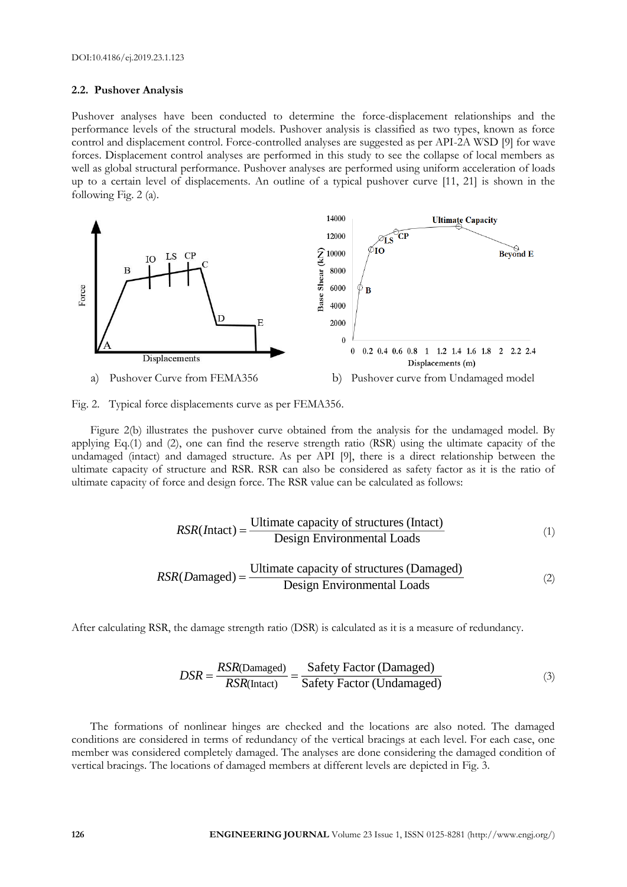### 2.2. Pushover Analysis

Pushover analyses have been conducted to determine the force-displacement relationships and the performance levels of the structural models. Pushover analysis is classified as two types, known as force control and displacement control. Force-controlled analyses are suggested as per API-2A WSD [9] for wave forces. Displacement control analyses are performed in this study to see the collapse of local members as well as global structural performance. Pushover analyses are performed using uniform acceleration of loads up to a certain level of displacements. An outline of a typical pushover curve [11, 21] is shown in the following Fig. 2 (a).

a) Pushover Curve from FEMA356

b) Pushover curve from Undamaged model

Fig. 2. Typical force displacements curve as per FEMA356.

Figure 2(b) illustrates the pushover curve obtained from the analysis for the undamaged model. By applying Eq.(1) and (2), one can find the reserve strength ratio (RSR) using the ultimate capacity of the undamaged (intact) and damaged structure. As per API [9], there is a direct relationship between the ultimate capacity of structure and RSR. RSR can also be considered as safety factor as it is the ratio of ultimate capacity of force and design force. The RSR value can be calculated as follows:

$$RSR(Intact) = \frac{\text{Ultimate capacity of structures (Intact)}}{\text{Design Environmental Loads}} \tag{1}$$

$$RSR(Damaged) = \frac{\text{Ultimate capacity of structures (Damaged)}}{\text{Design Environmental Loads}} \tag{2}$$

After calculating RSR, the damage strength ratio (DSR) is calculated as it is a measure of redundancy.

$$DSR = \frac{RSR(\text{Damaged})}{RSR(\text{Intact})} = \frac{\text{Safety Factor (Damaged)}}{\text{Safety Factor (Undamaged)}} \tag{3}$$

The formations of nonlinear hinges are checked and the locations are also noted. The damaged conditions are considered in terms of redundancy of the vertical bracings at each level. For each case, one member was considered completely damaged. The analyses are done considering the damaged condition of vertical bracings. The locations of damaged members at different levels are depicted in Fig. 3.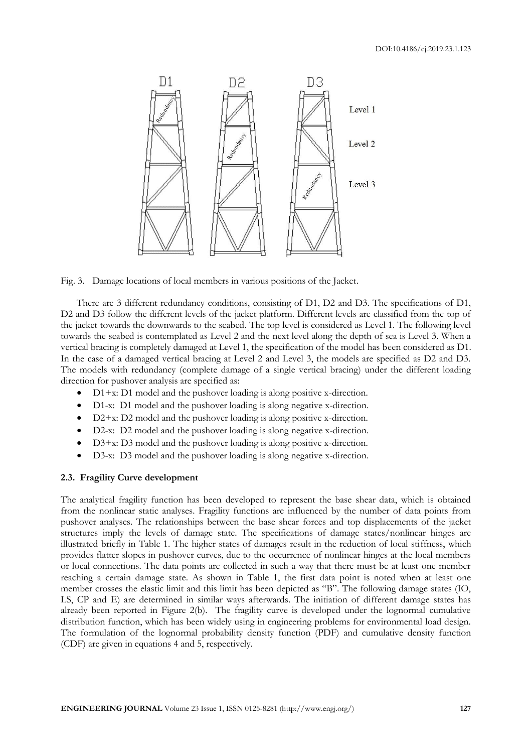Fig. 3. Damage locations of local members in various positions of the Jacket.

There are 3 different redundancy conditions, consisting of D1, D2 and D3. The specifications of D1, D2 and D3 follow the different levels of the jacket platform. Different levels are classified from the top of the jacket towards the downwards to the seabed. The top level is considered as Level 1. The following level towards the seabed is contemplated as Level 2 and the next level along the depth of sea is Level 3. When a vertical bracing is completely damaged at Level 1, the specification of the model has been considered as D1. In the case of a damaged vertical bracing at Level 2 and Level 3, the models are specified as D2 and D3. The models with redundancy (complete damage of a single vertical bracing) under the different loading direction for pushover analysis are specified as:

- D1+x: D1 model and the pushover loading is along positive x-direction.
- D1-x: D1 model and the pushover loading is along negative x-direction.
- D2+x: D2 model and the pushover loading is along positive x-direction.
- D2-x: D2 model and the pushover loading is along negative x-direction.
- D3+x: D3 model and the pushover loading is along positive x-direction.
- D3-x: D3 model and the pushover loading is along negative x-direction.

### 2.3. Fragility Curve development

The analytical fragility function has been developed to represent the base shear data, which is obtained from the nonlinear static analyses. Fragility functions are influenced by the number of data points from pushover analyses. The relationships between the base shear forces and top displacements of the jacket structures imply the levels of damage state. The specifications of damage states/nonlinear hinges are illustrated briefly in Table 1. The higher states of damages result in the reduction of local stiffness, which provides flatter slopes in pushover curves, due to the occurrence of nonlinear hinges at the local members or local connections. The data points are collected in such a way that there must be at least one member reaching a certain damage state. As shown in Table 1, the first data point is noted when at least one member crosses the elastic limit and this limit has been depicted as "B". The following damage states (IO, LS, CP and E) are determined in similar ways afterwards. The initiation of different damage states has already been reported in Figure 2(b). The fragility curve is developed under the lognormal cumulative distribution function, which has been widely using in engineering problems for environmental load design. The formulation of the lognormal probability density function (PDF) and cumulative density function (CDF) are given in equations 4 and 5, respectively.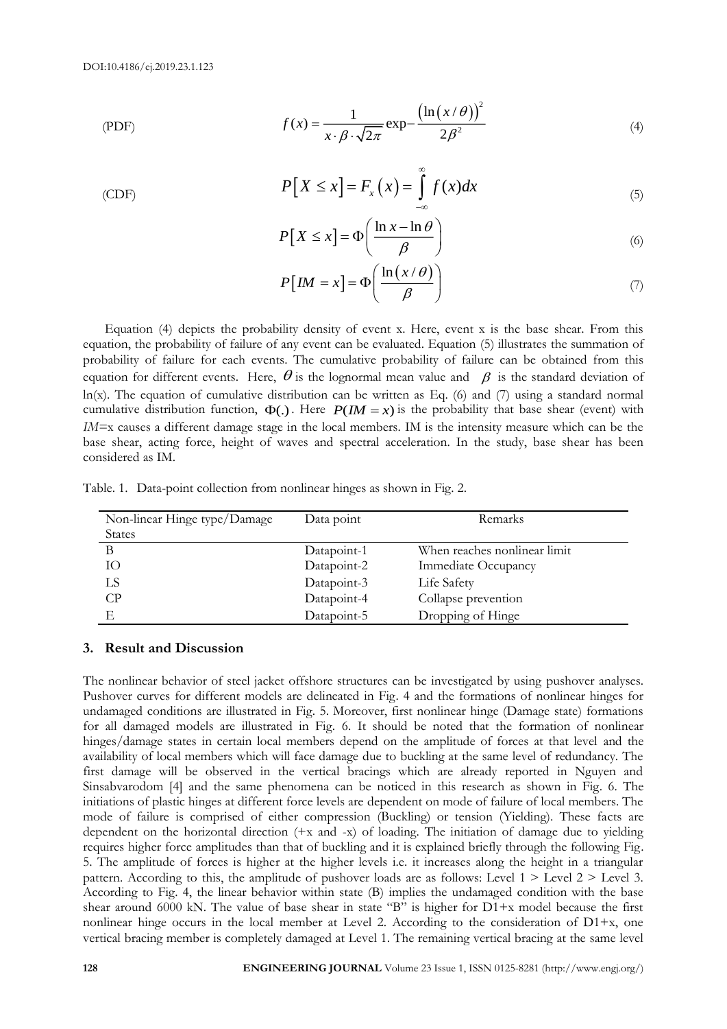(PDF) $$f(x) = \frac{1}{x \cdot \beta \cdot \sqrt{2\pi}} \exp - \frac{\left(\ln\left(x/\theta\right)\right)^2}{2\beta^2} \tag{4}$$

(CDF) $$P\left[X \le x\right] = F_x\left(x\right) = \int_{-\infty}^{\infty} f(x)dx \tag{5}$$

$$P\left[X \le x\right] = \Phi\left(\frac{\ln x - \ln \theta}{\beta}\right) \tag{6}$$

$$P\left[IM = x\right] = \Phi\left(\frac{\ln\left(x/\theta\right)}{\beta}\right) \tag{7}$$

Equation (4) depicts the probability density of event x. Here, event x is the base shear. From this equation, the probability of failure of any event can be evaluated. Equation (5) illustrates the summation of probability of failure for each events. The cumulative probability of failure can be obtained from this equation for different events. Here, $\theta$ is the lognormal mean value and $\beta$ is the standard deviation of ln(x). The equation of cumulative distribution can be written as Eq. (6) and (7) using a standard normal cumulative distribution function, $\Phi(.)$. Here $P(IM = x)$ is the probability that base shear (event) with *IM*=x causes a different damage stage in the local members. IM is the intensity measure which can be the base shear, acting force, height of waves and spectral acceleration. In the study, base shear has been considered as IM.

Table. 1. Data-point collection from nonlinear hinges as shown in Fig. 2.

| Non-linear Hinge type/Damage States | Data point | Remarks |
|---|---|---|
| B | Datapoint-1 | When reaches nonlinear limit |
| IO | Datapoint-2 | Immediate Occupancy |
| LS | Datapoint-3 | Life Safety |
| CP | Datapoint-4 | Collapse prevention |
| E | Datapoint-5 | Dropping of Hinge |

## 3. Result and Discussion

The nonlinear behavior of steel jacket offshore structures can be investigated by using pushover analyses. Pushover curves for different models are delineated in Fig. 4 and the formations of nonlinear hinges for undamaged conditions are illustrated in Fig. 5. Moreover, first nonlinear hinge (Damage state) formations for all damaged models are illustrated in Fig. 6. It should be noted that the formation of nonlinear hinges/damage states in certain local members depend on the amplitude of forces at that level and the availability of local members which will face damage due to buckling at the same level of redundancy. The first damage will be observed in the vertical bracings which are already reported in Nguyen and Sinsabvarodom [4] and the same phenomena can be noticed in this research as shown in Fig. 6. The initiations of plastic hinges at different force levels are dependent on mode of failure of local members. The mode of failure is comprised of either compression (Buckling) or tension (Yielding). These facts are dependent on the horizontal direction (+x and -x) of loading. The initiation of damage due to yielding requires higher force amplitudes than that of buckling and it is explained briefly through the following Fig. 5. The amplitude of forces is higher at the higher levels i.e. it increases along the height in a triangular pattern. According to this, the amplitude of pushover loads are as follows: Level 1 > Level 2 > Level 3. According to Fig. 4, the linear behavior within state (B) implies the undamaged condition with the base shear around 6000 kN. The value of base shear in state "B" is higher for D1+x model because the first nonlinear hinge occurs in the local member at Level 2. According to the consideration of D1+x, one vertical bracing member is completely damaged at Level 1. The remaining vertical bracing at the same level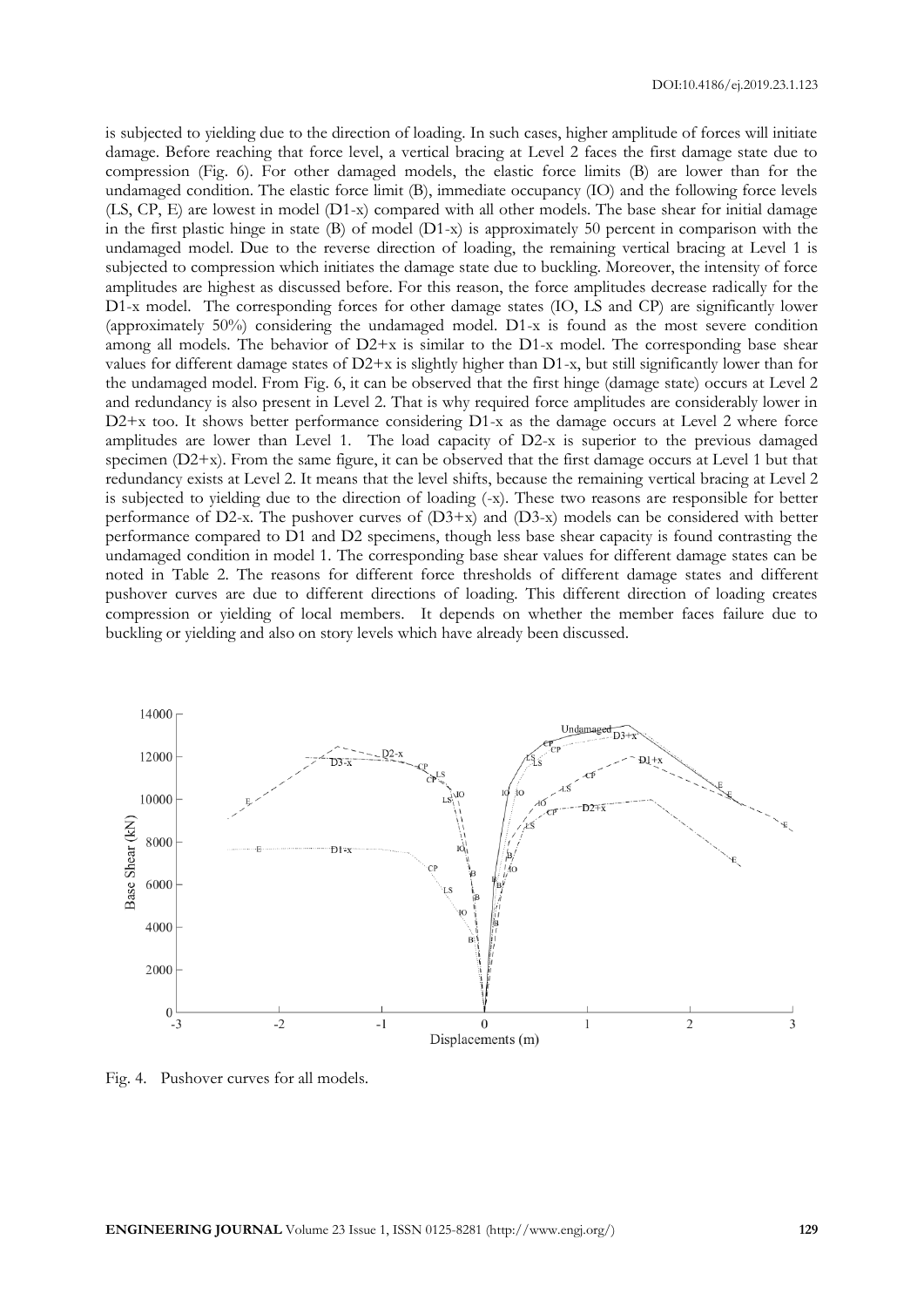is subjected to yielding due to the direction of loading. In such cases, higher amplitude of forces will initiate damage. Before reaching that force level, a vertical bracing at Level 2 faces the first damage state due to compression (Fig. 6). For other damaged models, the elastic force limits (B) are lower than for the undamaged condition. The elastic force limit (B), immediate occupancy (IO) and the following force levels (LS, CP, E) are lowest in model (D1-x) compared with all other models. The base shear for initial damage in the first plastic hinge in state (B) of model (D1-x) is approximately 50 percent in comparison with the undamaged model. Due to the reverse direction of loading, the remaining vertical bracing at Level 1 is subjected to compression which initiates the damage state due to buckling. Moreover, the intensity of force amplitudes are highest as discussed before. For this reason, the force amplitudes decrease radically for the D1-x model. The corresponding forces for other damage states (IO, LS and CP) are significantly lower (approximately 50%) considering the undamaged model. D1-x is found as the most severe condition among all models. The behavior of D2+x is similar to the D1-x model. The corresponding base shear values for different damage states of D2+x is slightly higher than D1-x, but still significantly lower than for the undamaged model. From Fig. 6, it can be observed that the first hinge (damage state) occurs at Level 2 and redundancy is also present in Level 2. That is why required force amplitudes are considerably lower in D2+x too. It shows better performance considering D1-x as the damage occurs at Level 2 where force amplitudes are lower than Level 1. The load capacity of D2-x is superior to the previous damaged specimen (D2+x). From the same figure, it can be observed that the first damage occurs at Level 1 but that redundancy exists at Level 2. It means that the level shifts, because the remaining vertical bracing at Level 2 is subjected to yielding due to the direction of loading (-x). These two reasons are responsible for better performance of D2-x. The pushover curves of (D3+x) and (D3-x) models can be considered with better performance compared to D1 and D2 specimens, though less base shear capacity is found contrasting the undamaged condition in model 1. The corresponding base shear values for different damage states can be noted in Table 2. The reasons for different force thresholds of different damage states and different pushover curves are due to different directions of loading. This different direction of loading creates compression or yielding of local members. It depends on whether the member faces failure due to buckling or yielding and also on story levels which have already been discussed.

Fig. 4. Pushover curves for all models.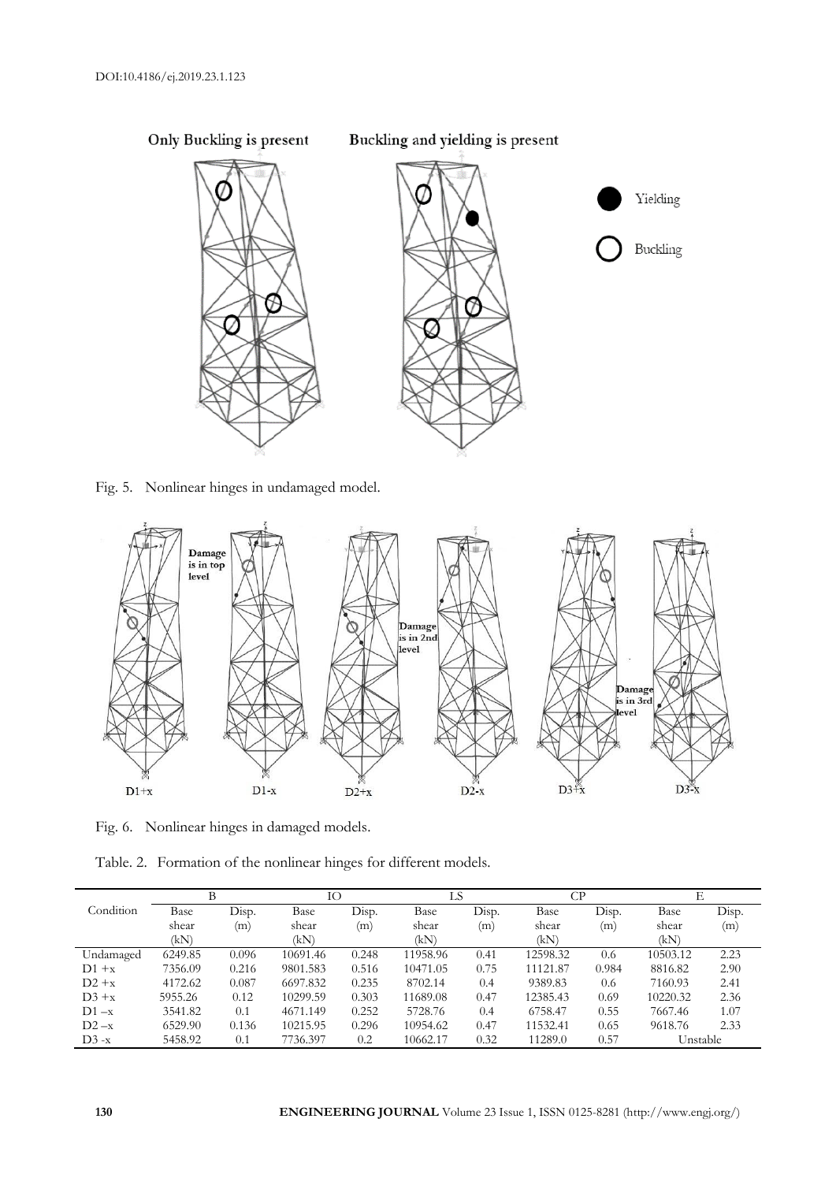Fig. 5. Nonlinear hinges in undamaged model.

Fig. 6. Nonlinear hinges in damaged models.

Table. 2. Formation of the nonlinear hinges for different models.

| Condition | B | | IO | | LS | | CP | | E | |
|---|---|---|---|---|---|---|---|---|---|---|
| | Base shear (kN) | Disp. (m) | Base shear (kN) | Disp. (m) | Base shear (kN) | Disp. (m) | Base shear (kN) | Disp. (m) | Base shear (kN) | Disp. (m) |
| Undamaged | 6249.85 | 0.096 | 10691.46 | 0.248 | 11958.96 | 0.41 | 12598.32 | 0.6 | 10503.12 | 2.23 |
| D1 +x | 7356.09 | 0.216 | 9801.583 | 0.516 | 10471.05 | 0.75 | 11121.87 | 0.984 | 8816.82 | 2.90 |
| D2 +x | 4172.62 | 0.087 | 6697.832 | 0.235 | 8702.14 | 0.4 | 9389.83 | 0.6 | 7160.93 | 2.41 |
| D3 +x | 5955.26 | 0.12 | 10299.59 | 0.303 | 11689.08 | 0.47 | 12385.43 | 0.69 | 10220.32 | 2.36 |
| D1 –x | 3541.82 | 0.1 | 4671.149 | 0.252 | 5728.76 | 0.4 | 6758.47 | 0.55 | 7667.46 | 1.07 |
| D2 –x | 6529.90 | 0.136 | 10215.95 | 0.296 | 10954.62 | 0.47 | 11532.41 | 0.65 | 9618.76 | 2.33 |
| D3 -x | 5458.92 | 0.1 | 7736.397 | 0.2 | 10662.17 | 0.32 | 11289.0 | 0.57 | Unstable | |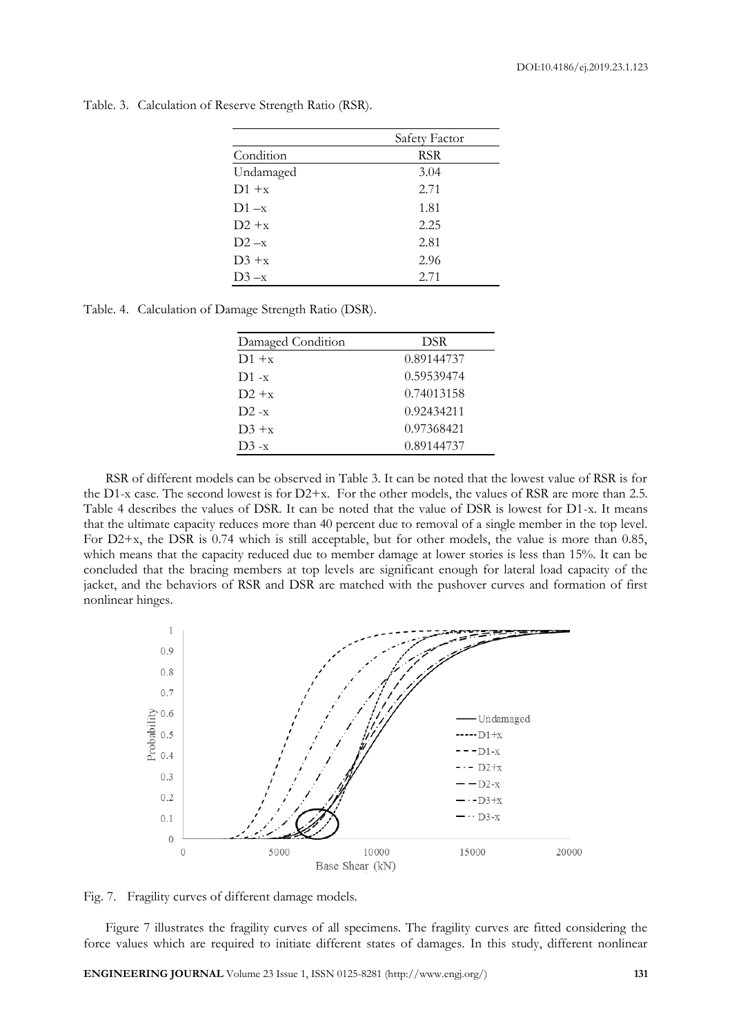Table. 3. Calculation of Reserve Strength Ratio (RSR).

| | Safety Factor |
|---|---|
| Condition | RSR |
| Undamaged | 3.04 |
| D1 +x | 2.71 |
| D1 –x | 1.81 |
| D2 +x | 2.25 |
| D2 –x | 2.81 |
| D3 +x | 2.96 |
| D3 –x | 2.71 |

Table. 4. Calculation of Damage Strength Ratio (DSR).

| Damaged Condition | DSR |
|---|---|
| D1 +x | 0.89144737 |
| D1 -x | 0.59539474 |
| D2 +x | 0.74013158 |
| D2 -x | 0.92434211 |
| D3 +x | 0.97368421 |
| D3 -x | 0.89144737 |

RSR of different models can be observed in Table 3. It can be noted that the lowest value of RSR is for the D1-x case. The second lowest is for D2+x. For the other models, the values of RSR are more than 2.5. Table 4 describes the values of DSR. It can be noted that the value of DSR is lowest for D1-x. It means that the ultimate capacity reduces more than 40 percent due to removal of a single member in the top level. For D2+x, the DSR is 0.74 which is still acceptable, but for other models, the value is more than 0.85, which means that the capacity reduced due to member damage at lower stories is less than 15%. It can be concluded that the bracing members at top levels are significant enough for lateral load capacity of the jacket, and the behaviors of RSR and DSR are matched with the pushover curves and formation of first nonlinear hinges.

Fig. 7. Fragility curves of different damage models.

Figure 7 illustrates the fragility curves of all specimens. The fragility curves are fitted considering the force values which are required to initiate different states of damages. In this study, different nonlinear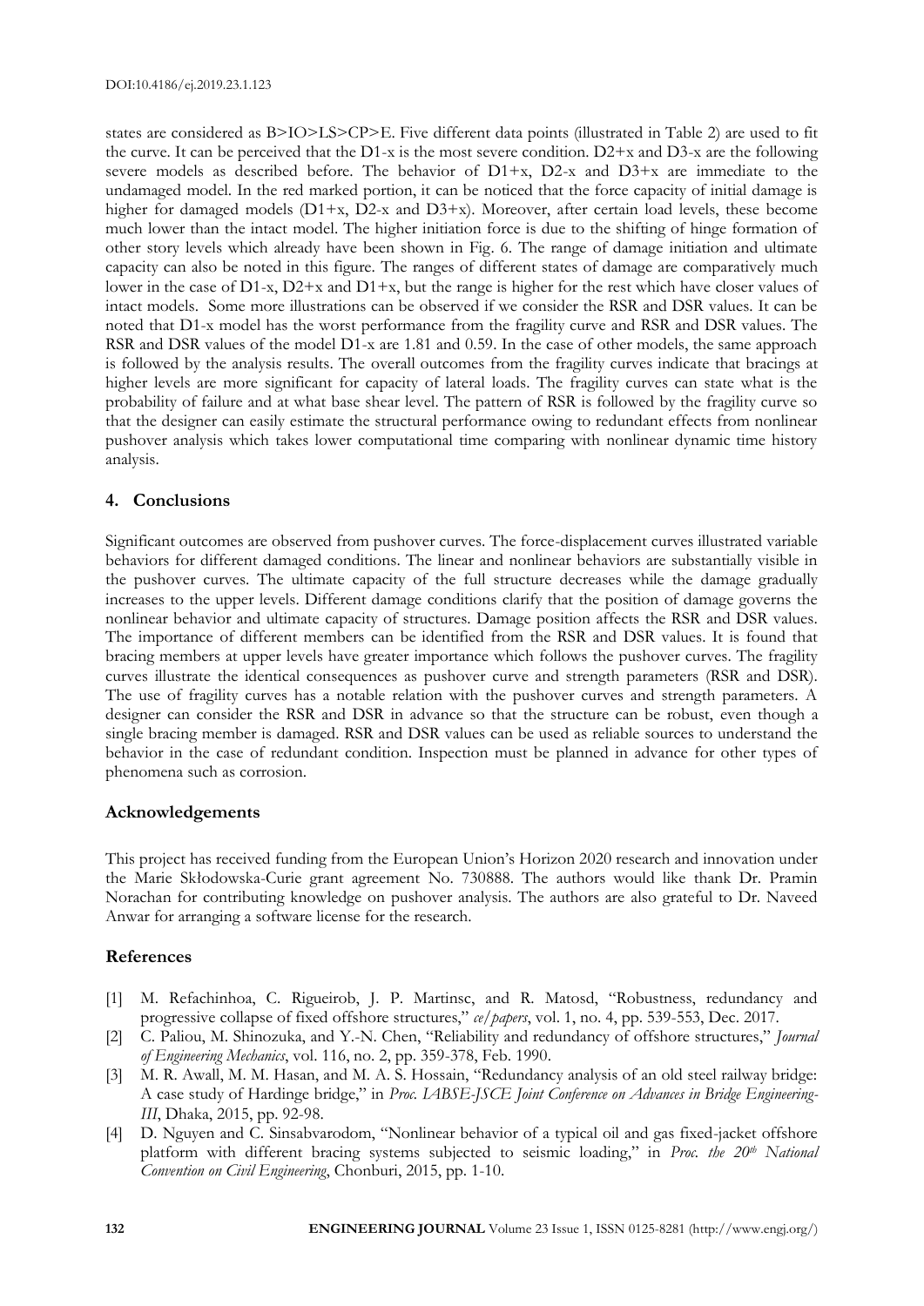states are considered as B>IO>LS>CP>E. Five different data points (illustrated in Table 2) are used to fit the curve. It can be perceived that the D1-x is the most severe condition. D2+x and D3-x are the following severe models as described before. The behavior of D1+x, D2-x and D3+x are immediate to the undamaged model. In the red marked portion, it can be noticed that the force capacity of initial damage is higher for damaged models (D1+x, D2-x and D3+x). Moreover, after certain load levels, these become much lower than the intact model. The higher initiation force is due to the shifting of hinge formation of other story levels which already have been shown in Fig. 6. The range of damage initiation and ultimate capacity can also be noted in this figure. The ranges of different states of damage are comparatively much lower in the case of D1-x, D2+x and D1+x, but the range is higher for the rest which have closer values of intact models. Some more illustrations can be observed if we consider the RSR and DSR values. It can be noted that D1-x model has the worst performance from the fragility curve and RSR and DSR values. The RSR and DSR values of the model D1-x are 1.81 and 0.59. In the case of other models, the same approach is followed by the analysis results. The overall outcomes from the fragility curves indicate that bracings at higher levels are more significant for capacity of lateral loads. The fragility curves can state what is the probability of failure and at what base shear level. The pattern of RSR is followed by the fragility curve so that the designer can easily estimate the structural performance owing to redundant effects from nonlinear pushover analysis which takes lower computational time comparing with nonlinear dynamic time history analysis.

## 4. Conclusions

Significant outcomes are observed from pushover curves. The force-displacement curves illustrated variable behaviors for different damaged conditions. The linear and nonlinear behaviors are substantially visible in the pushover curves. The ultimate capacity of the full structure decreases while the damage gradually increases to the upper levels. Different damage conditions clarify that the position of damage governs the nonlinear behavior and ultimate capacity of structures. Damage position affects the RSR and DSR values. The importance of different members can be identified from the RSR and DSR values. It is found that bracing members at upper levels have greater importance which follows the pushover curves. The fragility curves illustrate the identical consequences as pushover curve and strength parameters (RSR and DSR). The use of fragility curves has a notable relation with the pushover curves and strength parameters. A designer can consider the RSR and DSR in advance so that the structure can be robust, even though a single bracing member is damaged. RSR and DSR values can be used as reliable sources to understand the behavior in the case of redundant condition. Inspection must be planned in advance for other types of phenomena such as corrosion.

## Acknowledgements

This project has received funding from the European Union's Horizon 2020 research and innovation under the Marie Skłodowska-Curie grant agreement No. 730888. The authors would like thank Dr. Pramin Norachan for contributing knowledge on pushover analysis. The authors are also grateful to Dr. Naveed Anwar for arranging a software license for the research.

## References

[1] M. Refachinhoa, C. Rigueirob, J. P. Martinsc, and R. Matosd, "Robustness, redundancy and progressive collapse of fixed offshore structures," *ce/papers*, vol. 1, no. 4, pp. 539-553, Dec. 2017.

[2] C. Paliou, M. Shinozuka, and Y.-N. Chen, "Reliability and redundancy of offshore structures," *Journal of Engineering Mechanics*, vol. 116, no. 2, pp. 359-378, Feb. 1990.

[3] M. R. Awall, M. M. Hasan, and M. A. S. Hossain, "Redundancy analysis of an old steel railway bridge: A case study of Hardinge bridge," in *Proc. IABSE-JSCE Joint Conference on Advances in Bridge Engineering-III*, Dhaka, 2015, pp. 92-98.

[4] D. Nguyen and C. Sinsabvarodom, "Nonlinear behavior of a typical oil and gas fixed-jacket offshore platform with different bracing systems subjected to seismic loading," in *Proc. the 20th National Convention on Civil Engineering*, Chonburi, 2015, pp. 1-10.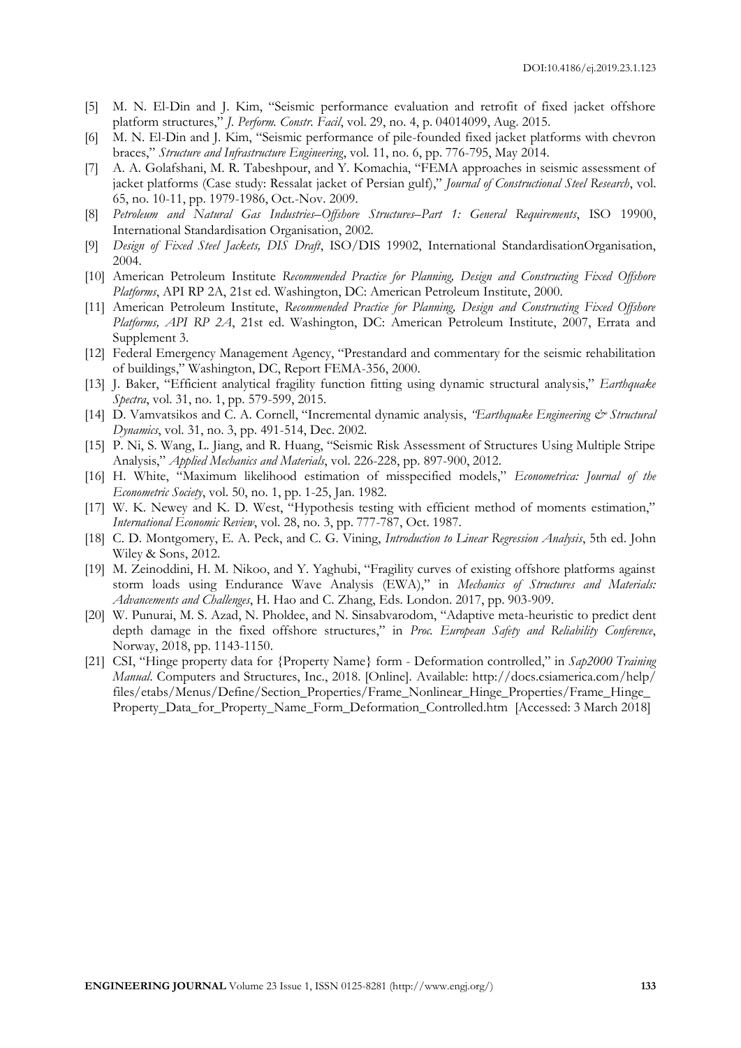[5] M. N. El-Din and J. Kim, "Seismic performance evaluation and retrofit of fixed jacket offshore platform structures," *J. Perform. Constr. Facil*, vol. 29, no. 4, p. 04014099, Aug. 2015.

[6] M. N. El-Din and J. Kim, "Seismic performance of pile-founded fixed jacket platforms with chevron braces," *Structure and Infrastructure Engineering*, vol. 11, no. 6, pp. 776-795, May 2014.

[7] A. A. Golafshani, M. R. Tabeshpour, and Y. Komachia, "FEMA approaches in seismic assessment of jacket platforms (Case study: Ressalat jacket of Persian gulf)," *Journal of Constructional Steel Research*, vol. 65, no. 10-11, pp. 1979-1986, Oct.-Nov. 2009.

[8] *Petroleum and Natural Gas Industries–Offshore Structures–Part 1: General Requirements*, ISO 19900, International Standardisation Organisation, 2002.

[9] *Design of Fixed Steel Jackets, DIS Draft*, ISO/DIS 19902, International StandardisationOrganisation, 2004.

[10] American Petroleum Institute *Recommended Practice for Planning, Design and Constructing Fixed Offshore Platforms*, API RP 2A, 21st ed. Washington, DC: American Petroleum Institute, 2000.

[11] American Petroleum Institute, *Recommended Practice for Planning, Design and Constructing Fixed Offshore Platforms, API RP 2A*, 21st ed. Washington, DC: American Petroleum Institute, 2007, Errata and Supplement 3.

[12] Federal Emergency Management Agency, "Prestandard and commentary for the seismic rehabilitation of buildings," Washington, DC, Report FEMA-356, 2000.

[13] J. Baker, "Efficient analytical fragility function fitting using dynamic structural analysis," *Earthquake Spectra*, vol. 31, no. 1, pp. 579-599, 2015.

[14] D. Vamvatsikos and C. A. Cornell, "Incremental dynamic analysis, *"Earthquake Engineering & Structural Dynamics*, vol. 31, no. 3, pp. 491-514, Dec. 2002.

[15] P. Ni, S. Wang, L. Jiang, and R. Huang, "Seismic Risk Assessment of Structures Using Multiple Stripe Analysis," *Applied Mechanics and Materials*, vol. 226-228, pp. 897-900, 2012.

[16] H. White, "Maximum likelihood estimation of misspecified models," *Econometrica: Journal of the Econometric Society*, vol. 50, no. 1, pp. 1-25, Jan. 1982.

[17] W. K. Newey and K. D. West, "Hypothesis testing with efficient method of moments estimation," *International Economic Review*, vol. 28, no. 3, pp. 777-787, Oct. 1987.

[18] C. D. Montgomery, E. A. Peck, and C. G. Vining, *Introduction to Linear Regression Analysis*, 5th ed. John Wiley & Sons, 2012.

[19] M. Zeinoddini, H. M. Nikoo, and Y. Yaghubi, "Fragility curves of existing offshore platforms against storm loads using Endurance Wave Analysis (EWA)," in *Mechanics of Structures and Materials: Advancements and Challenges*, H. Hao and C. Zhang, Eds. London. 2017, pp. 903-909.

[20] W. Punurai, M. S. Azad, N. Pholdee, and N. Sinsabvarodom, "Adaptive meta-heuristic to predict dent depth damage in the fixed offshore structures," in *Proc. European Safety and Reliability Conference*, Norway, 2018, pp. 1143-1150.

[21] CSI, "Hinge property data for {Property Name} form - Deformation controlled," in *Sap2000 Training Manual*. Computers and Structures, Inc., 2018. [Online]. Available: http://docs.csiamerica.com/help/files/etabs/Menus/Define/Section_Properties/Frame_Nonlinear_Hinge_Properties/Frame_Hinge_Property_Data_for_Property_Name_Form_Deformation_Controlled.htm [Accessed: 3 March 2018]